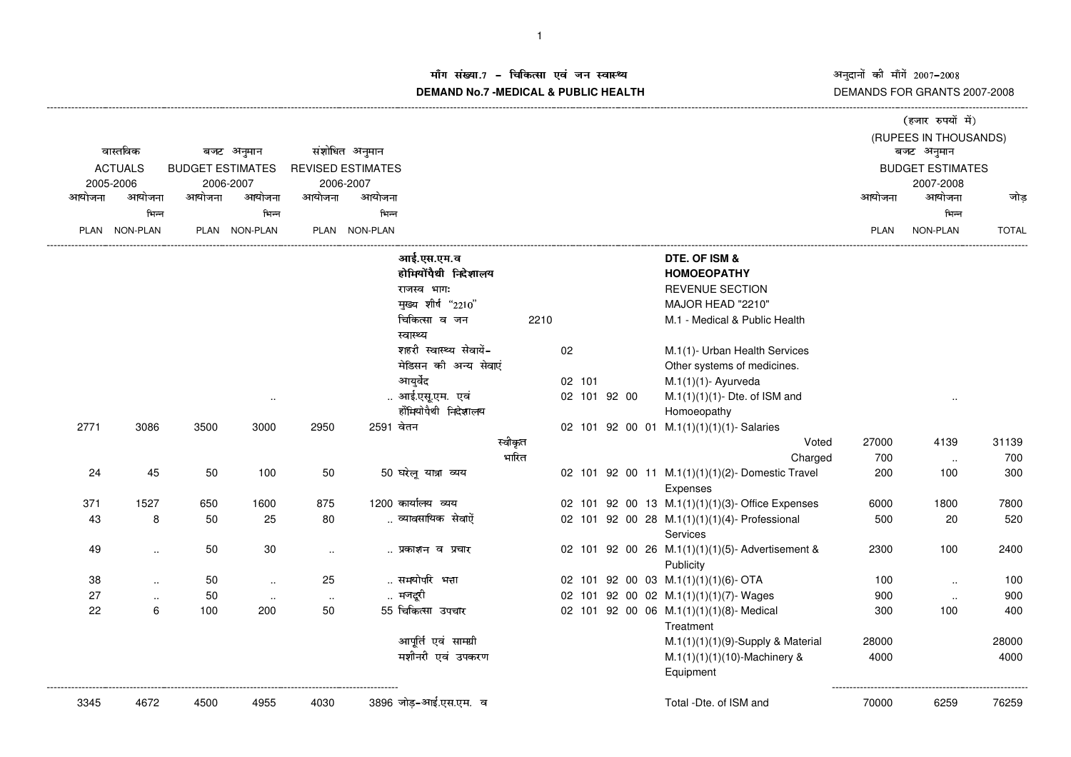# माँग संख्या.7 – चिकित्सा एवं जन स्वास्थ्य

# DEMAND No.7 -MEDICAL & PUBLIC HEALTH

अनुदानों की माँगें 2007-2008

DEMANDS FOR GRANTS 2007-2008

(हजार रुपयों में)

(RUPEES IN THOUSANDS)

| वास्तविक ACTUALS 2005-2006 | | बजट अनुमान BUDGET ESTIMATES 2006-2007 | | संशोधित अनुमान REVISED ESTIMATES 2006-2007 | | | | | बजट अनुमान BUDGET ESTIMATES 2007-2008 | | |
|---|---|---|---|---|---|---|---|---|---|---|---|
| आयोजना PLAN | आयोजना भिन्न NON-PLAN | आयोजना PLAN | आयोजना भिन्न NON-PLAN | आयोजना PLAN | आयोजना भिन्न NON-PLAN | | | | आयोजना PLAN | आयोजना भिन्न NON-PLAN | जोड़ TOTAL |
| | | | | | | आई.एस.एम.व होमियोपैथी निदेशालय | | DTE. OF ISM & HOMOEOPATHY | | | |
| | | | | | | राजस्व भाग: | | REVENUE SECTION | | | |
| | | | | | | मुख्य शीर्ष "2210" | | MAJOR HEAD "2210" | | | |
| | | | | | | चिकित्सा व जन स्वास्थ्य | 2210 | M.1 - Medical & Public Health | | | |
| | | | | | | शहरी स्वास्थ्य सेवायें-मेडिसन की अन्य सेवाएं | 02 | M.1(1)- Urban Health Services Other systems of medicines. | | | |
| | | | | | | आयुर्वेद | 02 101 | M.1(1)(1)- Ayurveda | | | |
| | | | .. | | .. | आई.एसू.एम. एवं हौंमियोपैथी निदेशालय | 02 101 92 00 | M.1(1)(1)(1)- Dte. of ISM and Homoeopathy | | .. | |
| 2771 | 3086 | 3500 | 3000 | 2950 | 2591 | वेतन | 02 101 92 00 01 | M.1(1)(1)(1)(1)- Salaries | | | |
| | | | | | | स्वीकृत | | Voted | 27000 | 4139 | 31139 |
| | | | | | | भारित | | Charged | 700 | .. | 700 |
| 24 | 45 | 50 | 100 | 50 | 50 | घरेलू यात्रा व्यय | 02 101 92 00 11 | M.1(1)(1)(1)(2)- Domestic Travel Expenses | 200 | 100 | 300 |
| 371 | 1527 | 650 | 1600 | 875 | 1200 | कार्यालय व्यय | 02 101 92 00 13 | M.1(1)(1)(1)(3)- Office Expenses | 6000 | 1800 | 7800 |
| 43 | 8 | 50 | 25 | 80 | .. | व्यावसायिक सेवाऐं | 02 101 92 00 28 | M.1(1)(1)(1)(4)- Professional Services | 500 | 20 | 520 |
| 49 | .. | 50 | 30 | .. | .. | प्रकाशन व प्रचार | 02 101 92 00 26 | M.1(1)(1)(1)(5)- Advertisement & Publicity | 2300 | 100 | 2400 |
| 38 | .. | 50 | .. | 25 | .. | समयोपरि भत्ता | 02 101 92 00 03 | M.1(1)(1)(1)(6)- OTA | 100 | .. | 100 |
| 27 | .. | 50 | .. | .. | .. | मजदूरी | 02 101 92 00 02 | M.1(1)(1)(1)(7)- Wages | 900 | .. | 900 |
| 22 | 6 | 100 | 200 | 50 | 55 | चिकित्सा उपचार | 02 101 92 00 06 | M.1(1)(1)(1)(8)- Medical Treatment | 300 | 100 | 400 |
| | | | | | | आपूर्ति एवं सामग्री | | M.1(1)(1)(1)(9)-Supply & Material | 28000 | | 28000 |
| | | | | | | मशीनरी एवं उपकरण | | M.1(1)(1)(1)(10)-Machinery & Equipment | 4000 | | 4000 |
| 3345 | 4672 | 4500 | 4955 | 4030 | 3896 | जोड़-आई.एस.एम. व | | Total -Dte. of ISM and | 70000 | 6259 | 76259 |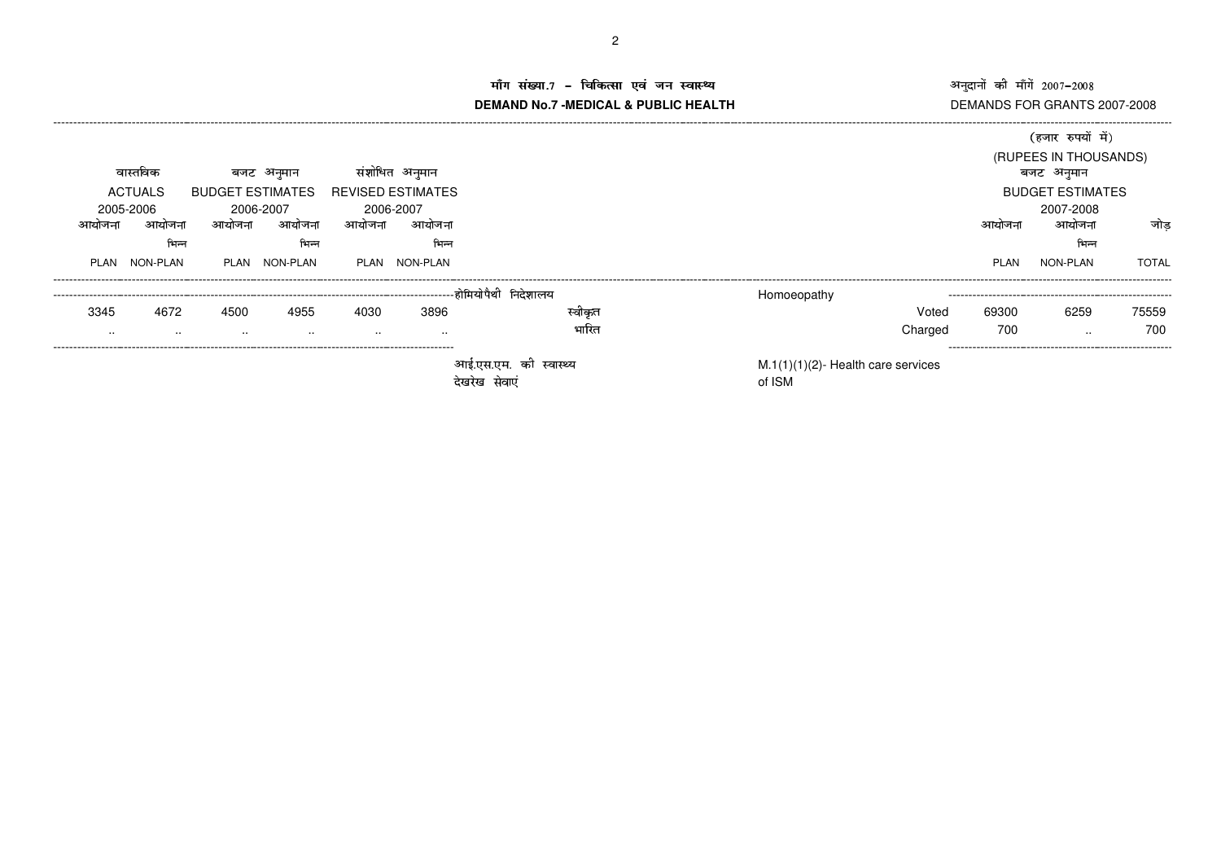**माँग संख्या.7 – चिकित्सा एवं जन स्वास्थ्य**
**DEMAND No.7 -MEDICAL & PUBLIC HEALTH**

अनुदानों की माँगें 2007-2008
DEMANDS FOR GRANTS 2007-2008

(हजार रुपयों में)
(RUPEES IN THOUSANDS)

| वास्तविक ACTUALS 2005-2006 | | बजट अनुमान BUDGET ESTIMATES 2006-2007 | | संशोधित अनुमान REVISED ESTIMATES 2006-2007 | | | | | बजट अनुमान BUDGET ESTIMATES 2007-2008 | | |
|---|---|---|---|---|---|---|---|---|---|---|---|
| आयोजना PLAN | आयोजना भिन्न NON-PLAN | आयोजना PLAN | आयोजना भिन्न NON-PLAN | आयोजना PLAN | आयोजना भिन्न NON-PLAN | | | | आयोजना PLAN | आयोजना भिन्न NON-PLAN | जोड़ TOTAL |
| | | | | | | होमियोपैथी निदेशालय | Homoeopathy | | | | |
| 3345 | 4672 | 4500 | 4955 | 4030 | 3896 | स्वीकृत | | Voted | 69300 | 6259 | 75559 |
| .. | .. | .. | .. | .. | .. | भारित | | Charged | 700 | .. | 700 |
| | | | | | | आई.एस.एम. की स्वास्थ्य देखरेख सेवाएं | M.1(1)(1)(2)- Health care services of ISM | | | | |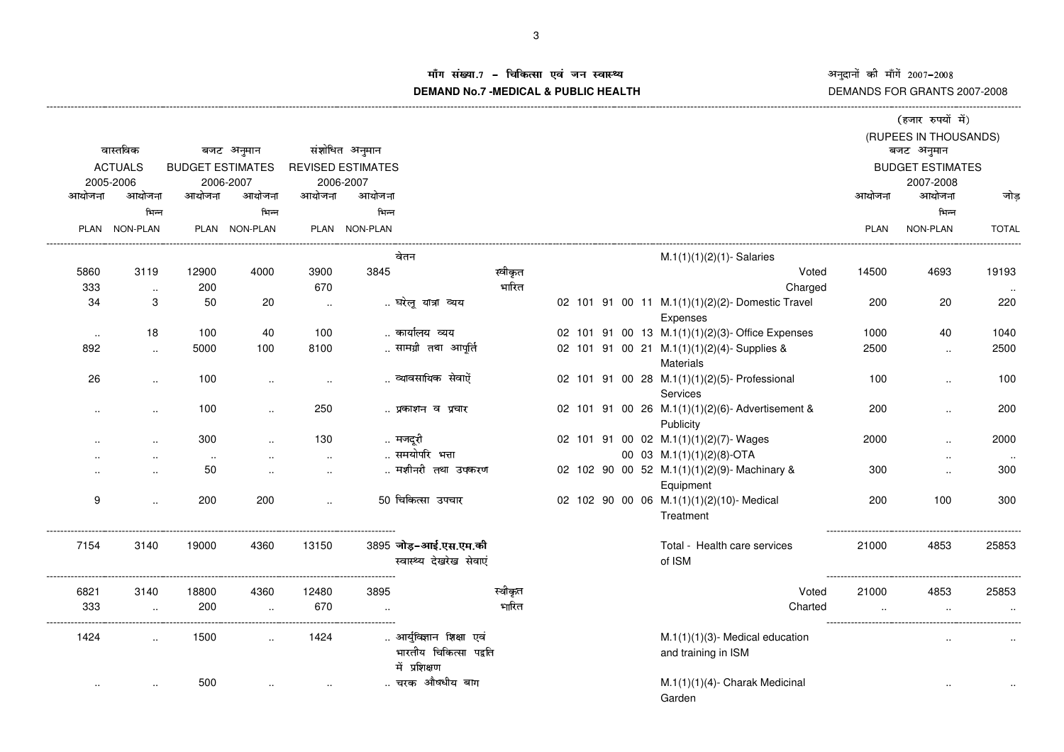# मॉंग संख्या.7 - चिकित्सा एवं जन स्वास्थ्य
# DEMAND No.7 -MEDICAL & PUBLIC HEALTH

अनुदानों की माँगें 2007-2008
DEMANDS FOR GRANTS 2007-2008

(हजार रुपयों में)
(RUPEES IN THOUSANDS)

| वास्तविक ACTUALS 2005-2006 | | बजट अनुमान BUDGET ESTIMATES 2006-2007 | | संशोधित अनुमान REVISED ESTIMATES 2006-2007 | | | | | बजट अनुमान BUDGET ESTIMATES 2007-2008 | | |
|---|---|---|---|---|---|---|---|---|---|---|---|
| आयोजना PLAN | आयोजना भिन्न NON-PLAN | आयोजना PLAN | आयोजना भिन्न NON-PLAN | आयोजना PLAN | आयोजना भिन्न NON-PLAN | | | | आयोजना PLAN | आयोजना भिन्न NON-PLAN | जोड़ TOTAL |
| | | | | | | वेतन | | M.1(1)(1)(2)(1)- Salaries | | | |
| 5860 | 3119 | 12900 | 4000 | 3900 | 3845 | स्वीकृत | | Voted | 14500 | 4693 | 19193 |
| 333 | .. | 200 | | 670 | | भारित | | Charged | | | .. |
| 34 | 3 | 50 | 20 | .. | .. | घरेलू यात्रा व्यय | 02 101 91 00 11 | M.1(1)(1)(2)(2)- Domestic Travel Expenses | 200 | 20 | 220 |
| .. | 18 | 100 | 40 | 100 | .. | कार्यालय व्यय | 02 101 91 00 13 | M.1(1)(1)(2)(3)- Office Expenses | 1000 | 40 | 1040 |
| 892 | .. | 5000 | 100 | 8100 | .. | सामग्री तथा आपूर्ति | 02 101 91 00 21 | M.1(1)(1)(2)(4)- Supplies & Materials | 2500 | .. | 2500 |
| 26 | .. | 100 | .. | .. | .. | व्यावसायिक सेवाऐं | 02 101 91 00 28 | M.1(1)(1)(2)(5)- Professional Services | 100 | .. | 100 |
| .. | .. | 100 | .. | 250 | .. | प्रकाशन व प्रचार | 02 101 91 00 26 | M.1(1)(1)(2)(6)- Advertisement & Publicity | 200 | .. | 200 |
| .. | .. | 300 | .. | 130 | .. | मजदूरी | 02 101 91 00 02 | M.1(1)(1)(2)(7)- Wages | 2000 | .. | 2000 |
| .. | .. | .. | .. | .. | .. | समयोपरि भत्ता | 00 03 | M.1(1)(1)(2)(8)-OTA | | .. | .. |
| .. | .. | 50 | .. | .. | .. | मशीनरी तथा उपकरण | 02 102 90 00 52 | M.1(1)(1)(2)(9)- Machinary & Equipment | 300 | .. | 300 |
| 9 | .. | 200 | 200 | .. | 50 | चिकित्सा उपचार | 02 102 90 00 06 | M.1(1)(1)(2)(10)- Medical Treatment | 200 | 100 | 300 |
| 7154 | 3140 | 19000 | 4360 | 13150 | 3895 | **जोड़-आई.एस.एम.की** स्वास्थ्य देखरेख सेवाएं | | Total - Health care services of ISM | 21000 | 4853 | 25853 |
| 6821 | 3140 | 18800 | 4360 | 12480 | 3895 | स्वीकृत | | Voted | 21000 | 4853 | 25853 |
| 333 | .. | 200 | .. | 670 | .. | भारित | | Charted | .. | .. | .. |
| 1424 | .. | 1500 | .. | 1424 | .. | आर्युविज्ञान शिक्षा एवं भारतीय चिकित्सा पद्वति में प्रशिक्षण | | M.1(1)(1)(3)- Medical education and training in ISM | | .. | .. |
| .. | .. | 500 | .. | .. | .. | चरक औषधीय बाग | | M.1(1)(1)(4)- Charak Medicinal Garden | | .. | .. |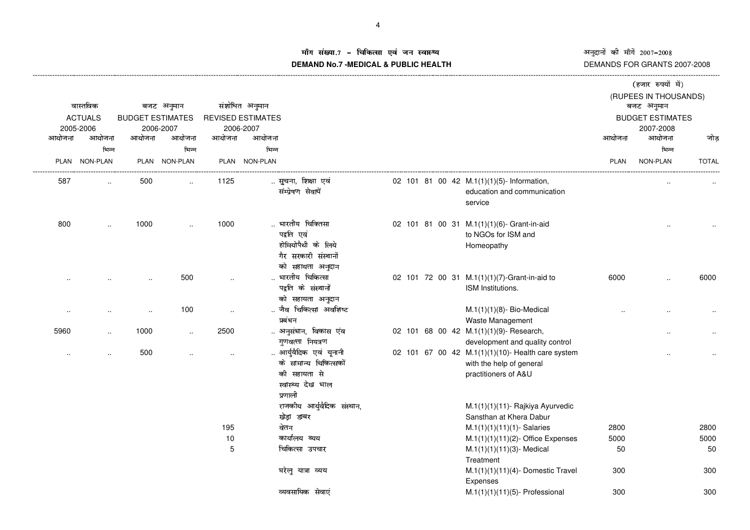## माँग संख्या.7 - चिकित्सा एवं जन स्वास्थ्य
## DEMAND No.7 -MEDICAL & PUBLIC HEALTH

अनुदानों की माँगें 2007-2008
DEMANDS FOR GRANTS 2007-2008

(हजार रुपयों में)
(RUPEES IN THOUSANDS)

| वास्तविक ACTUALS 2005-2006 | | बजट अनुमान BUDGET ESTIMATES 2006-2007 | | संशोधित अनुमान REVISED ESTIMATES 2006-2007 | | | | | बजट अनुमान BUDGET ESTIMATES 2007-2008 | | |
|---|---|---|---|---|---|---|---|---|---|---|---|
| आयोजना PLAN | आयोजना भिन्न NON-PLAN | आयोजना PLAN | आयोजना भिन्न NON-PLAN | आयोजना PLAN | आयोजना भिन्न NON-PLAN | | | | आयोजना PLAN | आयोजना भिन्न NON-PLAN | जोड़ TOTAL |
| 587 | .. | 500 | .. | 1125 | .. | सूचना, शिक्षा एवं संम्प्रेषण सेवायें | 02 101 81 00 42 | M.1(1)(1)(5)- Information, education and communication service | | .. | .. |
| 800 | .. | 1000 | .. | 1000 | .. | भारतीय चिकित्सा पद्वति एवं होमियोपैथी के लिये गैर सरकारी संस्थानों को सहायता अनुदान | 02 101 81 00 31 | M.1(1)(1)(6)- Grant-in-aid to NGOs for ISM and Homeopathy | | .. | .. |
| .. | .. | .. | 500 | .. | .. | भारतीय चिकित्सा पद्वति के संस्थानों को सहायता अनुदान | 02 101 72 00 31 | M.1(1)(1)(7)-Grant-in-aid to ISM Institutions. | 6000 | .. | 6000 |
| .. | .. | .. | 100 | .. | .. | जैव चिकित्सा अवशिष्ट प्रबंधन | | M.1(1)(1)(8)- Bio-Medical Waste Management | .. | .. | .. |
| 5960 | .. | 1000 | .. | 2500 | .. | अनुसंधान, विकास एंव गुणवत्ता नियत्रण | 02 101 68 00 42 | M.1(1)(1)(9)- Research, development and quality control | | .. | .. |
| .. | .. | 500 | .. | .. | .. | आर्युवैदिक एवं यूनानी के सामान्य चिकित्सकों की सहायता से स्वास्थ्य देख भाल प्रणाली | 02 101 67 00 42 | M.1(1)(1)(10)- Health care system with the help of general practitioners of A&U | | .. | .. |
| | | | | | | राजकीय आर्युवैदिक संस्थान, खेड़ा डाबर | | M.1(1)(1)(11)- Rajkiya Ayurvedic Sansthan at Khera Dabur | | | |
| | | | | 195 | | वेतन | | M.1(1)(1)(11)(1)- Salaries | 2800 | | 2800 |
| | | | | 10 | | कार्यालय व्यय | | M.1(1)(1)(11)(2)- Office Expenses | 5000 | | 5000 |
| | | | | 5 | | चिकित्सा उपचार | | M.1(1)(1)(11)(3)- Medical Treatment | 50 | | 50 |
| | | | | | | घरेलु यात्रा व्यय | | M.1(1)(1)(11)(4)- Domestic Travel Expenses | 300 | | 300 |
| | | | | | | व्यवसायिक सेवाएं | | M.1(1)(1)(11)(5)- Professional | 300 | | 300 |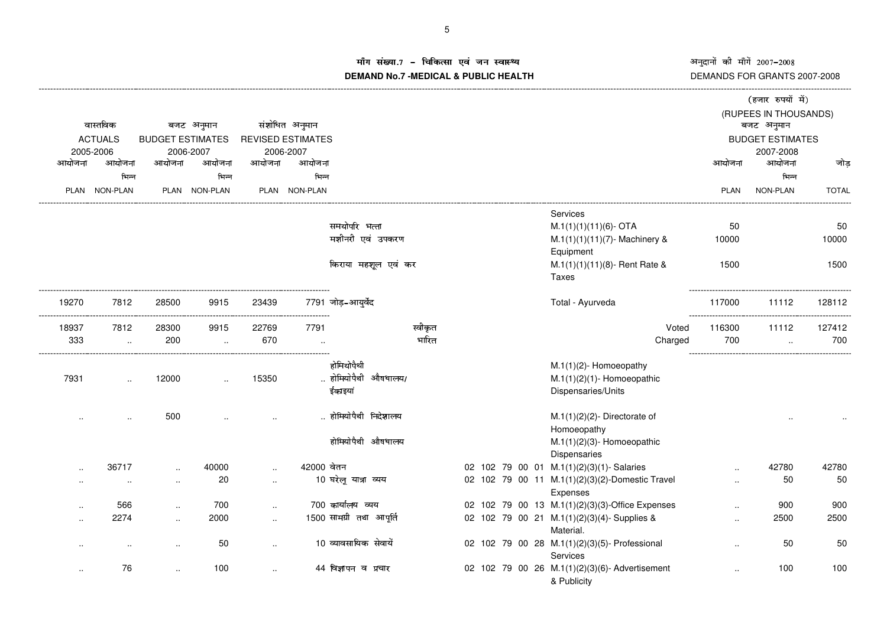# माँग संख्या.7 – चिकित्सा एवं जन स्वास्थ्य
# DEMAND No.7 -MEDICAL & PUBLIC HEALTH

अनुदानों की माँगें 2007-2008
DEMANDS FOR GRANTS 2007-2008

(हजार रुपयों में)
(RUPEES IN THOUSANDS)

| वास्तविक ACTUALS 2005-2006 | | बजट अनुमान BUDGET ESTIMATES 2006-2007 | | संशोधित अनुमान REVISED ESTIMATES 2006-2007 | | | | | बजट अनुमान BUDGET ESTIMATES 2007-2008 | | |
|---|---|---|---|---|---|---|---|---|---|---|---|
| आयोजना PLAN | आयोजना भिन्न NON-PLAN | आयोजना PLAN | आयोजना भिन्न NON-PLAN | आयोजना PLAN | आयोजना भिन्न NON-PLAN | | | | आयोजना PLAN | आयोजना भिन्न NON-PLAN | जोड़ TOTAL |
| | | | | | | | | Services | | | |
| | | | | | | समयोपरि भत्ता | | M.1(1)(1)(11)(6)- OTA | 50 | | 50 |
| | | | | | | मशीनरी एवं उपकरण | | M.1(1)(1)(11)(7)- Machinery & Equipment | 10000 | | 10000 |
| | | | | | | किराया महशूल एवं कर | | M.1(1)(1)(11)(8)- Rent Rate & Taxes | 1500 | | 1500 |
| 19270 | 7812 | 28500 | 9915 | 23439 | 7791 | जोड़-आयुर्वेद | | Total - Ayurveda | 117000 | 11112 | 128112 |
| 18937 | 7812 | 28300 | 9915 | 22769 | 7791 | स्वीकृत | | Voted | 116300 | 11112 | 127412 |
| 333 | .. | 200 | .. | 670 | .. | भारित | | Charged | 700 | .. | 700 |
| | | | | | | होमियोपैथी | | M.1(1)(2)- Homoeopathy | | | |
| 7931 | .. | 12000 | .. | 15350 | .. | होमियोपैथी औषधालय/ ईकाइयां | | M.1(1)(2)(1)- Homoeopathic Dispensaries/Units | | | |
| .. | .. | 500 | .. | .. | .. | होमियोपैथी निदेशालय | | M.1(1)(2)(2)- Directorate of Homoeopathy | | .. | .. |
| | | | | | | होमियोपैथी औषधालय | | M.1(1)(2)(3)- Homoeopathic Dispensaries | | | |
| .. | 36717 | .. | 40000 | .. | 42000 | वेतन | 02 102 79 00 01 | M.1(1)(2)(3)(1)- Salaries | .. | 42780 | 42780 |
| .. | .. | .. | 20 | .. | 10 | घरेलू यात्रा व्यय | 02 102 79 00 11 | M.1(1)(2)(3)(2)-Domestic Travel Expenses | .. | 50 | 50 |
| .. | 566 | .. | 700 | .. | 700 | कार्यालय व्यय | 02 102 79 00 13 | M.1(1)(2)(3)(3)-Office Expenses | .. | 900 | 900 |
| .. | 2274 | .. | 2000 | .. | 1500 | सामग्री तथा आपूर्ति | 02 102 79 00 21 | M.1(1)(2)(3)(4)- Supplies & Material. | .. | 2500 | 2500 |
| .. | .. | .. | 50 | .. | 10 | व्यावसायिक सेवायें | 02 102 79 00 28 | M.1(1)(2)(3)(5)- Professional Services | .. | 50 | 50 |
| .. | 76 | .. | 100 | .. | 44 | विज्ञापन व प्रचार | 02 102 79 00 26 | M.1(1)(2)(3)(6)- Advertisement & Publicity | .. | 100 | 100 |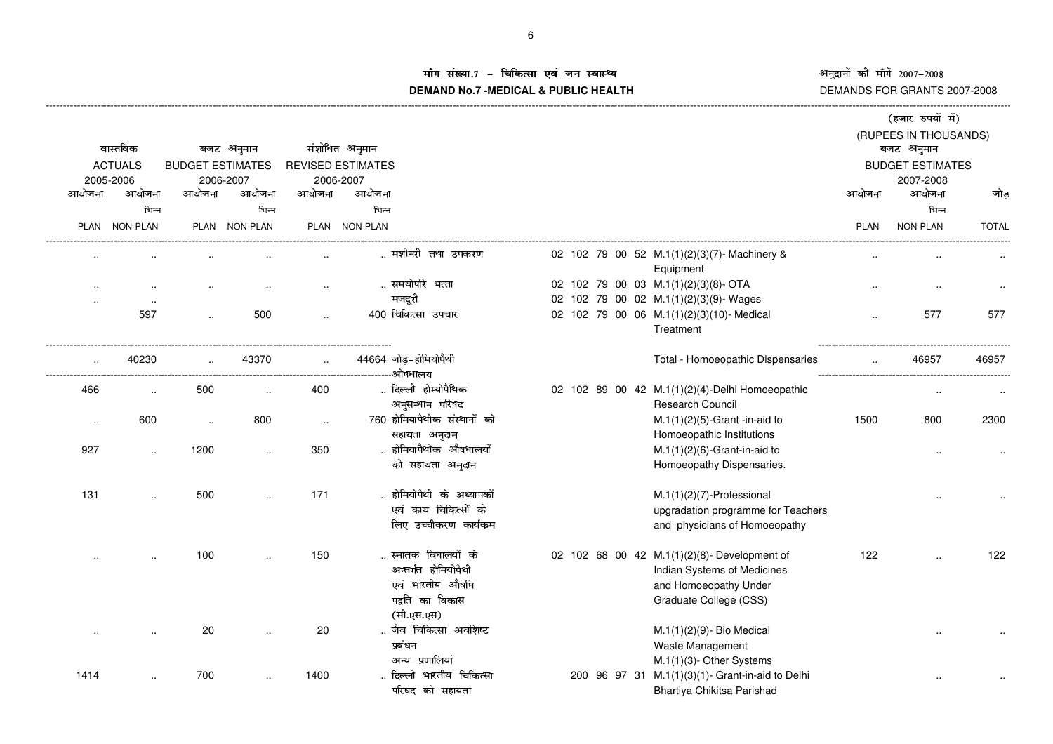# माँग संख्या.7 - चिकित्सा एवं जन स्वास्थ्य

## DEMAND No.7 -MEDICAL & PUBLIC HEALTH

अनुदानों की माँगें 2007-2008

DEMANDS FOR GRANTS 2007-2008

(हजार रुपयों में)

(RUPEES IN THOUSANDS)

| वास्तविक ACTUALS 2005-2006 | | बजट अनुमान BUDGET ESTIMATES 2006-2007 | | संशोधित अनुमान REVISED ESTIMATES 2006-2007 | | | | | बजट अनुमान BUDGET ESTIMATES 2007-2008 | | |
|---|---|---|---|---|---|---|---|---|---|---|---|
| आयोजना PLAN | आयोजना भिन्न NON-PLAN | आयोजना PLAN | आयोजना भिन्न NON-PLAN | आयोजना PLAN | आयोजना भिन्न NON-PLAN | | | | आयोजना PLAN | आयोजना भिन्न NON-PLAN | जोड़ TOTAL |
| .. | .. | .. | .. | .. | .. | मशीनरी तथा उपकरण | 02 102 79 00 52 | M.1(1)(2)(3)(7)- Machinery & Equipment | .. | .. | .. |
| .. | .. | .. | .. | .. | .. | समयोपरि भत्ता | 02 102 79 00 03 | M.1(1)(2)(3)(8)- OTA | .. | .. | .. |
| .. | .. | | | | | मजदूरी | 02 102 79 00 02 | M.1(1)(2)(3)(9)- Wages | | | |
| | 597 | .. | 500 | .. | 400 | चिकित्सा उपचार | 02 102 79 00 06 | M.1(1)(2)(3)(10)- Medical Treatment | .. | 577 | 577 |
| .. | 40230 | .. | 43370 | .. | 44664 | जोड़-होमियोपैथी ओषधालय | | Total - Homoeopathic Dispensaries | .. | 46957 | 46957 |
| 466 | .. | 500 | .. | 400 | .. | दिल्ली होम्योपैथिक अनुसन्धान परिषद | 02 102 89 00 42 | M.1(1)(2)(4)-Delhi Homoeopathic Research Council | | .. | .. |
| .. | 600 | .. | 800 | .. | 760 | होमियापैथीक संस्थानों को सहायता अनुदान | | M.1(1)(2)(5)-Grant -in-aid to Homoeopathic Institutions | 1500 | 800 | 2300 |
| 927 | .. | 1200 | .. | 350 | .. | होमियापैथीक औषधालयों को सहायता अनुदान | | M.1(1)(2)(6)-Grant-in-aid to Homoeopathy Dispensaries. | | .. | .. |
| 131 | .. | 500 | .. | 171 | .. | होमियोपैथी के अध्यापकों एवं काय चिकित्सों के लिए उच्चीकरण कार्यक्रम | | M.1(1)(2)(7)-Professional upgradation programme for Teachers and physicians of Homoeopathy | | .. | .. |
| .. | .. | 100 | .. | 150 | .. | स्नातक विघाल्यों के अन्तर्गत होमियोपैथी एवं भारतीय औषधि पद्वति का विकास (सी.एस.एस) | 02 102 68 00 42 | M.1(1)(2)(8)- Development of Indian Systems of Medicines and Homoeopathy Under Graduate College (CSS) | 122 | .. | 122 |
| .. | .. | 20 | .. | 20 | .. | जैव चिकित्सा अवशिष्ट प्रबंधन | | M.1(1)(2)(9)- Bio Medical Waste Management | | .. | .. |
| | | | | | | अन्य प्रणालियां | | M.1(1)(3)- Other Systems | | | |
| 1414 | .. | 700 | .. | 1400 | .. | दिल्ली भारतीय चिकित्सा परिषद को सहायता | 200 96 97 31 | M.1(1)(3)(1)- Grant-in-aid to Delhi Bhartiya Chikitsa Parishad | | .. | .. |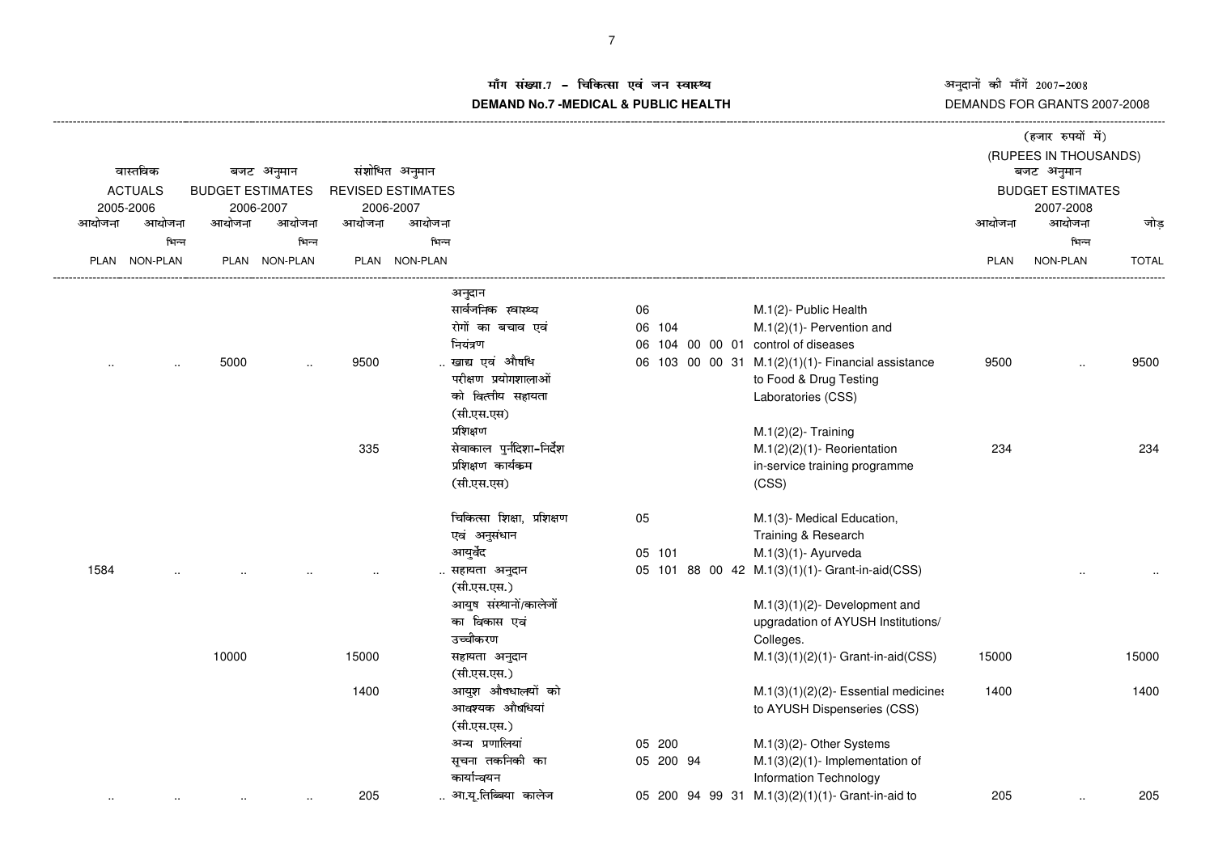# माँग संख्या.7 – चिकित्सा एवं जन स्वास्थ्य

# DEMAND No.7 -MEDICAL & PUBLIC HEALTH

अनुदानों की माँगें 2007–2008

DEMANDS FOR GRANTS 2007-2008

(हजार रुपयों में)

(RUPEES IN THOUSANDS)

| वास्तविक ACTUALS 2005-2006 | | बजट अनुमान BUDGET ESTIMATES 2006-2007 | | संशोधित अनुमान REVISED ESTIMATES 2006-2007 | | | | | बजट अनुमान BUDGET ESTIMATES 2007-2008 | | |
|---|---|---|---|---|---|---|---|---|---|---|---|
| आयोजना PLAN | आयोजना भिन्न NON-PLAN | आयोजना PLAN | आयोजना भिन्न NON-PLAN | आयोजना PLAN | आयोजना भिन्न NON-PLAN | | | | आयोजना PLAN | आयोजना भिन्न NON-PLAN | जोड़ TOTAL |
| | | | | | | अनुदान | | | | | |
| | | | | | | सार्वजनिक स्वास्थ्य | 06 | M.1(2)- Public Health | | | |
| | | | | | | रोगों का बचाव एवं नियंत्रण | 06 104 / 06 104 00 00 01 | M.1(2)(1)- Pervention and control of diseases | | | |
| .. | .. | 5000 | .. | 9500 | .. | खाद्य एवं औषधि परीक्षण प्रयोगशालाओं को वित्तीय सहायता (सी.एस.एस) | 06 103 00 00 31 | M.1(2)(1)(1)- Financial assistance to Food & Drug Testing Laboratories (CSS) | 9500 | .. | 9500 |
| | | | | | | प्रशिक्षण | | M.1(2)(2)- Training | | | |
| | | | | 335 | | सेवाकाल पुर्नदिशा–निर्देश प्रशिक्षण कार्यक्रम (सी.एस.एस) | | M.1(2)(2)(1)- Reorientation in-service training programme (CSS) | 234 | | 234 |
| | | | | | | चिकित्सा शिक्षा, प्रशिक्षण एवं अनुसंधान | 05 | M.1(3)- Medical Education, Training & Research | | | |
| | | | | | | आयुर्वेद | 05 101 | M.1(3)(1)- Ayurveda | | | |
| 1584 | .. | .. | .. | .. | .. | सहायता अनुदान (सी.एस.एस.) | 05 101 88 00 42 | M.1(3)(1)(1)- Grant-in-aid(CSS) | | .. | .. |
| | | | | | | आयुष संस्थानों/कालेजों का विकास एवं उच्चीकरण | | M.1(3)(1)(2)- Development and upgradation of AYUSH Institutions/ Colleges. | | | |
| | | 10000 | | 15000 | | सहायता अनुदान (सी.एस.एस.) | | M.1(3)(1)(2)(1)- Grant-in-aid(CSS) | 15000 | | 15000 |
| | | | | 1400 | | आयुश औषधालयों को आवश्यक औषधियां (सी.एस.एस.) | | M.1(3)(1)(2)(2)- Essential medicines to AYUSH Dispenseries (CSS) | 1400 | | 1400 |
| | | | | | | अन्य प्रणालियां | 05 200 | M.1(3)(2)- Other Systems | | | |
| | | | | | | सूचना तकनिकी का कार्यान्वयन | 05 200 94 | M.1(3)(2)(1)- Implementation of Information Technology | | | |
| .. | .. | .. | .. | 205 | .. | आ.यू.तिब्बिया कालेज | 05 200 94 99 31 | M.1(3)(2)(1)(1)- Grant-in-aid to | 205 | .. | 205 |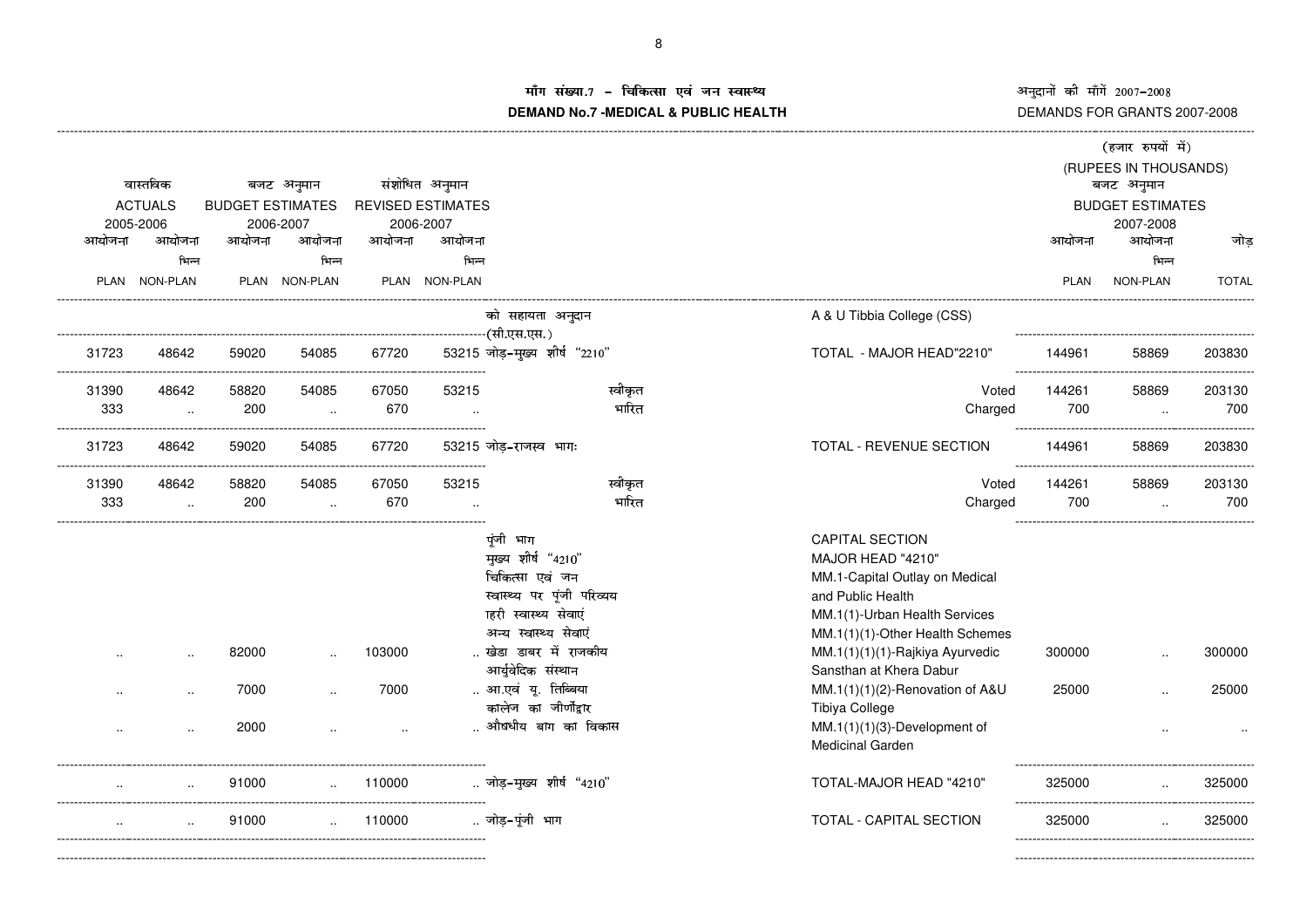## माँग संख्या.7 – चिकित्सा एवं जन स्वास्थ्य
## DEMAND No.7 -MEDICAL & PUBLIC HEALTH

अनुदानों की माँगें 2007–2008
DEMANDS FOR GRANTS 2007-2008

(हजार रुपयों में)
(RUPEES IN THOUSANDS)

| वास्तविक ACTUALS 2005-2006 | | बजट अनुमान BUDGET ESTIMATES 2006-2007 | | संशोधित अनुमान REVISED ESTIMATES 2006-2007 | | | | बजट अनुमान BUDGET ESTIMATES 2007-2008 | | |
|---|---|---|---|---|---|---|---|---|---|---|
| आयोजना PLAN | आयोजना भिन्न NON-PLAN | आयोजना PLAN | आयोजना भिन्न NON-PLAN | आयोजना PLAN | आयोजना भिन्न NON-PLAN | | | आयोजना PLAN | आयोजना भिन्न NON-PLAN | जोड़ TOTAL |
| | | | | | | को सहायता अनुदान (सी.एस.एस.) | A & U Tibbia College (CSS) | | | |
| 31723 | 48642 | 59020 | 54085 | 67720 | 53215 | जोड़–मुख्य शीर्ष "2210" | TOTAL - MAJOR HEAD"2210" | 144961 | 58869 | 203830 |
| 31390 | 48642 | 58820 | 54085 | 67050 | 53215 | स्वीकृत | Voted | 144261 | 58869 | 203130 |
| 333 | .. | 200 | .. | 670 | .. | भारित | Charged | 700 | .. | 700 |
| 31723 | 48642 | 59020 | 54085 | 67720 | 53215 | जोड़–राजस्व भागः | TOTAL - REVENUE SECTION | 144961 | 58869 | 203830 |
| 31390 | 48642 | 58820 | 54085 | 67050 | 53215 | स्वीकृत | Voted | 144261 | 58869 | 203130 |
| 333 | .. | 200 | .. | 670 | .. | भारित | Charged | 700 | .. | 700 |
| | | | | | | पूंजी भाग | CAPITAL SECTION | | | |
| | | | | | | मुख्य शीर्ष "4210" | MAJOR HEAD "4210" | | | |
| | | | | | | चिकित्सा एवं जन स्वास्थ्य पर पूंजी परिव्यय | MM.1-Capital Outlay on Medical and Public Health | | | |
| | | | | | | शहरी स्वास्थ्य सेवाएं | MM.1(1)-Urban Health Services | | | |
| | | | | | | अन्य स्वास्थ्य सेवाएं | MM.1(1)(1)-Other Health Schemes | | | |
| .. | .. | 82000 | .. | 103000 | .. | खेडा डाबर में राजकीय आर्युवेदिक संस्थान | MM.1(1)(1)(1)-Rajkiya Ayurvedic Sansthan at Khera Dabur | 300000 | .. | 300000 |
| .. | .. | 7000 | .. | 7000 | .. | आ.एवं यू. तिब्बिया कालेज का जीर्णोद्वार | MM.1(1)(1)(2)-Renovation of A&U Tibiya College | 25000 | .. | 25000 |
| .. | .. | 2000 | .. | .. | .. | औषधीय बाग का विकास | MM.1(1)(1)(3)-Development of Medicinal Garden | | .. | .. |
| .. | .. | 91000 | .. | 110000 | .. | जोड़–मुख्य शीर्ष "4210" | TOTAL-MAJOR HEAD "4210" | 325000 | .. | 325000 |
| .. | .. | 91000 | .. | 110000 | .. | जोड़–पूंजी भाग | TOTAL - CAPITAL SECTION | 325000 | .. | 325000 |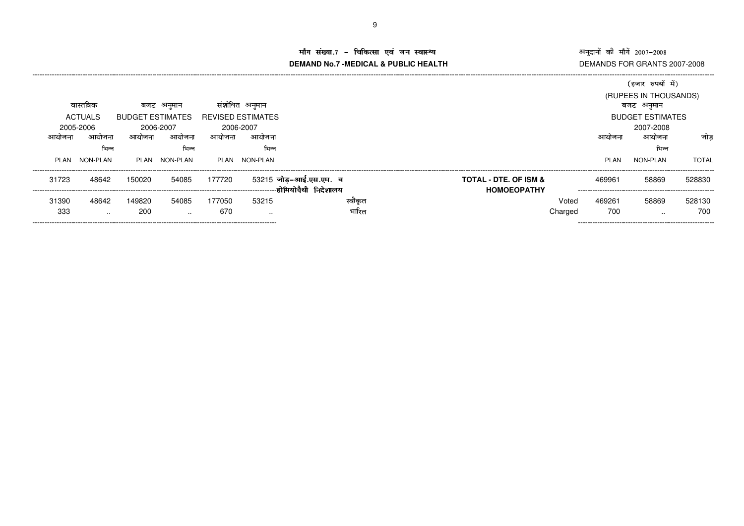## माँग संख्या.7 – चिकित्सा एवं जन स्वास्थ्य
## DEMAND No.7 -MEDICAL & PUBLIC HEALTH

अनुदानों की माँगें 2007–2008
DEMANDS FOR GRANTS 2007-2008

(हजार रुपयों में)
(RUPEES IN THOUSANDS)

| वास्तविक ACTUALS 2005-2006 | | बजट अनुमान BUDGET ESTIMATES 2006-2007 | | संशोधित अनुमान REVISED ESTIMATES 2006-2007 | | | | बजट अनुमान BUDGET ESTIMATES 2007-2008 | | |
|---|---|---|---|---|---|---|---|---|---|---|
| आयोजना PLAN | आयोजना भिन्न NON-PLAN | आयोजना PLAN | आयोजना भिन्न NON-PLAN | आयोजना PLAN | आयोजना भिन्न NON-PLAN | | | आयोजना PLAN | आयोजना भिन्न NON-PLAN | जोड़ TOTAL |
| 31723 | 48642 | 150020 | 54085 | 177720 | 53215 | जोड़–आई.एस.एम. व होमियोपैथी निदेशालय | TOTAL - DTE. OF ISM & HOMOEOPATHY | 469961 | 58869 | 528830 |
| 31390 | 48642 | 149820 | 54085 | 177050 | 53215 | स्वीकृत | Voted | 469261 | 58869 | 528130 |
| 333 | .. | 200 | .. | 670 | .. | भारित | Charged | 700 | .. | 700 |